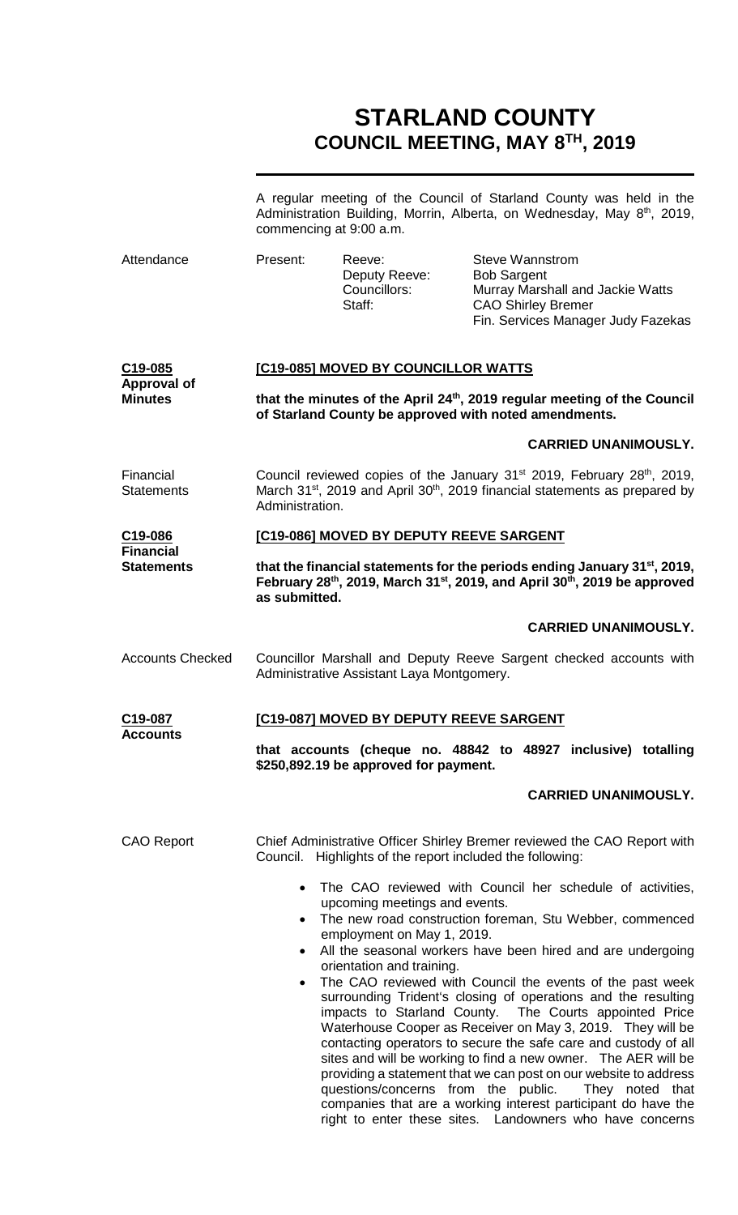# STARLAND COUNTY
## COUNCIL MEETING, MAY 8TH, 2019

A regular meeting of the Council of Starland County was held in the Administration Building, Morrin, Alberta, on Wednesday, May 8th, 2019, commencing at 9:00 a.m.

**Attendance**

| Present: | | |
|---|---|---|
| | Reeve: | Steve Wannstrom |
| | Deputy Reeve: | Bob Sargent |
| | Councillors: | Murray Marshall and Jackie Watts |
| | Staff: | CAO Shirley Bremer |
| | | Fin. Services Manager Judy Fazekas |

**C19-085 Approval of Minutes**

**[C19-085] MOVED BY COUNCILLOR WATTS**

**that the minutes of the April 24th, 2019 regular meeting of the Council of Starland County be approved with noted amendments.**

**CARRIED UNANIMOUSLY.**

**Financial Statements**

Council reviewed copies of the January 31st 2019, February 28th, 2019, March 31st, 2019 and April 30th, 2019 financial statements as prepared by Administration.

**C19-086 Financial Statements**

**[C19-086] MOVED BY DEPUTY REEVE SARGENT**

**that the financial statements for the periods ending January 31st, 2019, February 28th, 2019, March 31st, 2019, and April 30th, 2019 be approved as submitted.**

**CARRIED UNANIMOUSLY.**

**Accounts Checked**

Councillor Marshall and Deputy Reeve Sargent checked accounts with Administrative Assistant Laya Montgomery.

**C19-087 Accounts**

**[C19-087] MOVED BY DEPUTY REEVE SARGENT**

**that accounts (cheque no. 48842 to 48927 inclusive) totalling $250,892.19 be approved for payment.**

**CARRIED UNANIMOUSLY.**

**CAO Report**

Chief Administrative Officer Shirley Bremer reviewed the CAO Report with Council. Highlights of the report included the following:

- The CAO reviewed with Council her schedule of activities, upcoming meetings and events.
- The new road construction foreman, Stu Webber, commenced employment on May 1, 2019.
- All the seasonal workers have been hired and are undergoing orientation and training.
- The CAO reviewed with Council the events of the past week surrounding Trident's closing of operations and the resulting impacts to Starland County. The Courts appointed Price Waterhouse Cooper as Receiver on May 3, 2019. They will be contacting operators to secure the safe care and custody of all sites and will be working to find a new owner. The AER will be providing a statement that we can post on our website to address questions/concerns from the public. They noted that companies that are a working interest participant do have the right to enter these sites. Landowners who have concerns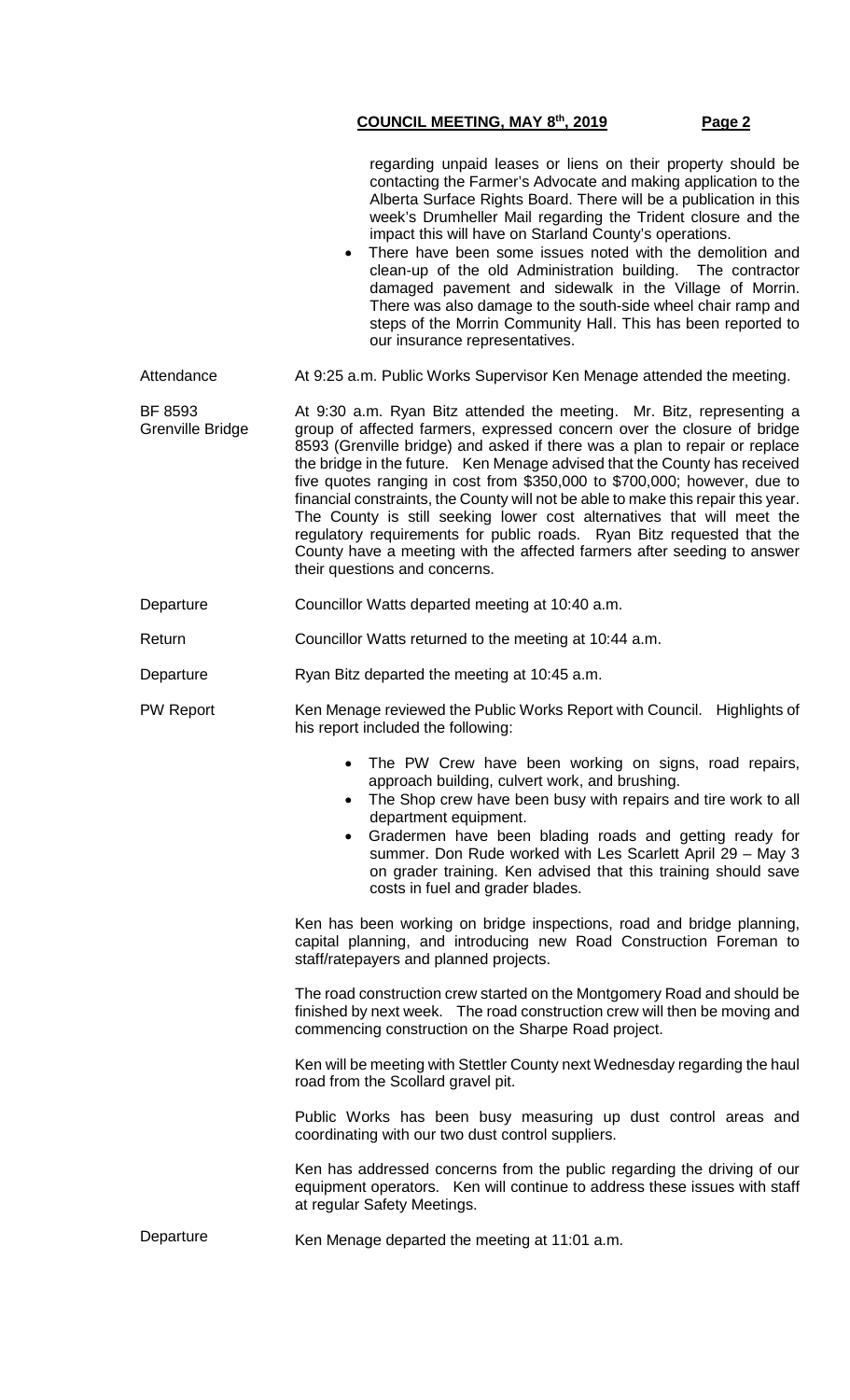regarding unpaid leases or liens on their property should be contacting the Farmer's Advocate and making application to the Alberta Surface Rights Board. There will be a publication in this week's Drumheller Mail regarding the Trident closure and the impact this will have on Starland County's operations.

- There have been some issues noted with the demolition and clean-up of the old Administration building. The contractor damaged pavement and sidewalk in the Village of Morrin. There was also damage to the south-side wheel chair ramp and steps of the Morrin Community Hall. This has been reported to our insurance representatives.

**Attendance**

At 9:25 a.m. Public Works Supervisor Ken Menage attended the meeting.

**BF 8593 Grenville Bridge**

At 9:30 a.m. Ryan Bitz attended the meeting. Mr. Bitz, representing a group of affected farmers, expressed concern over the closure of bridge 8593 (Grenville bridge) and asked if there was a plan to repair or replace the bridge in the future. Ken Menage advised that the County has received five quotes ranging in cost from \$350,000 to \$700,000; however, due to financial constraints, the County will not be able to make this repair this year. The County is still seeking lower cost alternatives that will meet the regulatory requirements for public roads. Ryan Bitz requested that the County have a meeting with the affected farmers after seeding to answer their questions and concerns.

**Departure**

Councillor Watts departed meeting at 10:40 a.m.

**Return**

Councillor Watts returned to the meeting at 10:44 a.m.

**Departure**

Ryan Bitz departed the meeting at 10:45 a.m.

**PW Report**

Ken Menage reviewed the Public Works Report with Council. Highlights of his report included the following:

- The PW Crew have been working on signs, road repairs, approach building, culvert work, and brushing.
- The Shop crew have been busy with repairs and tire work to all department equipment.
- Gradermen have been blading roads and getting ready for summer. Don Rude worked with Les Scarlett April 29 – May 3 on grader training. Ken advised that this training should save costs in fuel and grader blades.

Ken has been working on bridge inspections, road and bridge planning, capital planning, and introducing new Road Construction Foreman to staff/ratepayers and planned projects.

The road construction crew started on the Montgomery Road and should be finished by next week. The road construction crew will then be moving and commencing construction on the Sharpe Road project.

Ken will be meeting with Stettler County next Wednesday regarding the haul road from the Scollard gravel pit.

Public Works has been busy measuring up dust control areas and coordinating with our two dust control suppliers.

Ken has addressed concerns from the public regarding the driving of our equipment operators. Ken will continue to address these issues with staff at regular Safety Meetings.

**Departure**

Ken Menage departed the meeting at 11:01 a.m.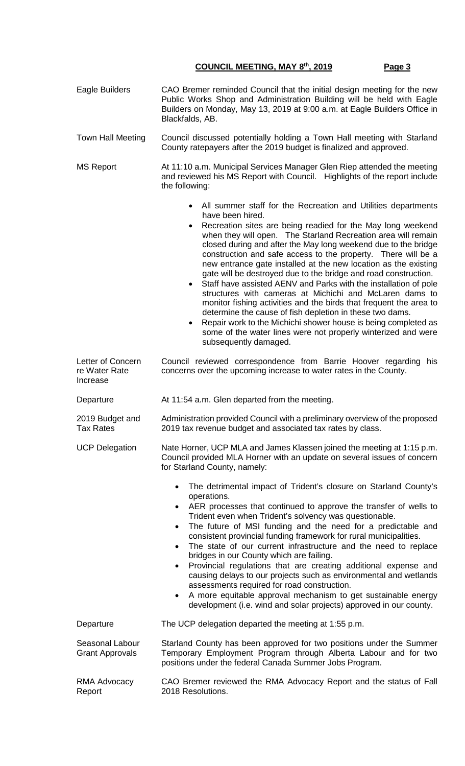**COUNCIL MEETING, MAY 8th, 2019**

**Eagle Builders**
CAO Bremer reminded Council that the initial design meeting for the new Public Works Shop and Administration Building will be held with Eagle Builders on Monday, May 13, 2019 at 9:00 a.m. at Eagle Builders Office in Blackfalds, AB.

**Town Hall Meeting**
Council discussed potentially holding a Town Hall meeting with Starland County ratepayers after the 2019 budget is finalized and approved.

**MS Report**
At 11:10 a.m. Municipal Services Manager Glen Riep attended the meeting and reviewed his MS Report with Council. Highlights of the report include the following:

- All summer staff for the Recreation and Utilities departments have been hired.
- Recreation sites are being readied for the May long weekend when they will open. The Starland Recreation area will remain closed during and after the May long weekend due to the bridge construction and safe access to the property. There will be a new entrance gate installed at the new location as the existing gate will be destroyed due to the bridge and road construction.
- Staff have assisted AENV and Parks with the installation of pole structures with cameras at Michichi and McLaren dams to monitor fishing activities and the birds that frequent the area to determine the cause of fish depletion in these two dams.
- Repair work to the Michichi shower house is being completed as some of the water lines were not properly winterized and were subsequently damaged.

**Letter of Concern re Water Rate Increase**
Council reviewed correspondence from Barrie Hoover regarding his concerns over the upcoming increase to water rates in the County.

**Departure**
At 11:54 a.m. Glen departed from the meeting.

**2019 Budget and Tax Rates**
Administration provided Council with a preliminary overview of the proposed 2019 tax revenue budget and associated tax rates by class.

**UCP Delegation**
Nate Horner, UCP MLA and James Klassen joined the meeting at 1:15 p.m. Council provided MLA Horner with an update on several issues of concern for Starland County, namely:

- The detrimental impact of Trident's closure on Starland County's operations.
- AER processes that continued to approve the transfer of wells to Trident even when Trident's solvency was questionable.
- The future of MSI funding and the need for a predictable and consistent provincial funding framework for rural municipalities.
- The state of our current infrastructure and the need to replace bridges in our County which are failing.
- Provincial regulations that are creating additional expense and causing delays to our projects such as environmental and wetlands assessments required for road construction.
- A more equitable approval mechanism to get sustainable energy development (i.e. wind and solar projects) approved in our county.

**Departure**
The UCP delegation departed the meeting at 1:55 p.m.

**Seasonal Labour Grant Approvals**
Starland County has been approved for two positions under the Summer Temporary Employment Program through Alberta Labour and for two positions under the federal Canada Summer Jobs Program.

**RMA Advocacy Report**
CAO Bremer reviewed the RMA Advocacy Report and the status of Fall 2018 Resolutions.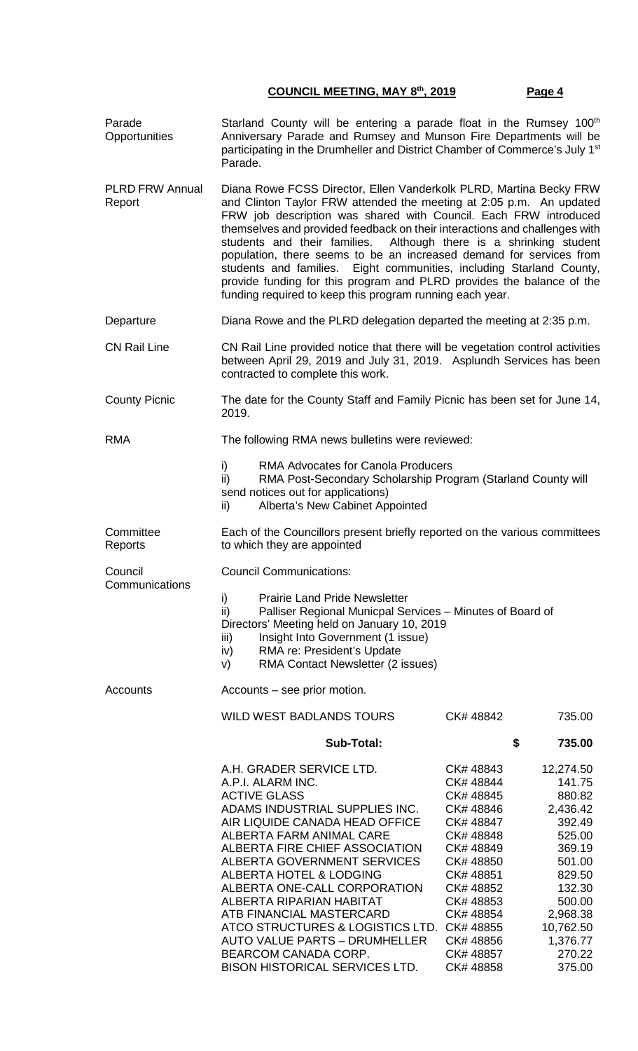**Parade Opportunities**

Starland County will be entering a parade float in the Rumsey 100th Anniversary Parade and Rumsey and Munson Fire Departments will be participating in the Drumheller and District Chamber of Commerce's July 1st Parade.

**PLRD FRW Annual Report**

Diana Rowe FCSS Director, Ellen Vanderkolk PLRD, Martina Becky FRW and Clinton Taylor FRW attended the meeting at 2:05 p.m. An updated FRW job description was shared with Council. Each FRW introduced themselves and provided feedback on their interactions and challenges with students and their families. Although there is a shrinking student population, there seems to be an increased demand for services from students and families. Eight communities, including Starland County, provide funding for this program and PLRD provides the balance of the funding required to keep this program running each year.

**Departure**

Diana Rowe and the PLRD delegation departed the meeting at 2:35 p.m.

**CN Rail Line**

CN Rail Line provided notice that there will be vegetation control activities between April 29, 2019 and July 31, 2019. Asplundh Services has been contracted to complete this work.

**County Picnic**

The date for the County Staff and Family Picnic has been set for June 14, 2019.

**RMA**

The following RMA news bulletins were reviewed:

i) RMA Advocates for Canola Producers
ii) RMA Post-Secondary Scholarship Program (Starland County will send notices out for applications)
ii) Alberta's New Cabinet Appointed

**Committee Reports**

Each of the Councillors present briefly reported on the various committees to which they are appointed

**Council Communications**

Council Communications:

i) Prairie Land Pride Newsletter
ii) Palliser Regional Municpal Services – Minutes of Board of Directors' Meeting held on January 10, 2019
iii) Insight Into Government (1 issue)
iv) RMA re: President's Update
v) RMA Contact Newsletter (2 issues)

**Accounts**

Accounts – see prior motion.

| | | |
|---|---|---|
| WILD WEST BADLANDS TOURS | CK# 48842 | 735.00 |
| **Sub-Total:** | | **$ 735.00** |
| A.H. GRADER SERVICE LTD. | CK# 48843 | 12,274.50 |
| A.P.I. ALARM INC. | CK# 48844 | 141.75 |
| ACTIVE GLASS | CK# 48845 | 880.82 |
| ADAMS INDUSTRIAL SUPPLIES INC. | CK# 48846 | 2,436.42 |
| AIR LIQUIDE CANADA HEAD OFFICE | CK# 48847 | 392.49 |
| ALBERTA FARM ANIMAL CARE | CK# 48848 | 525.00 |
| ALBERTA FIRE CHIEF ASSOCIATION | CK# 48849 | 369.19 |
| ALBERTA GOVERNMENT SERVICES | CK# 48850 | 501.00 |
| ALBERTA HOTEL & LODGING | CK# 48851 | 829.50 |
| ALBERTA ONE-CALL CORPORATION | CK# 48852 | 132.30 |
| ALBERTA RIPARIAN HABITAT | CK# 48853 | 500.00 |
| ATB FINANCIAL MASTERCARD | CK# 48854 | 2,968.38 |
| ATCO STRUCTURES & LOGISTICS LTD. | CK# 48855 | 10,762.50 |
| AUTO VALUE PARTS – DRUMHELLER | CK# 48856 | 1,376.77 |
| BEARCOM CANADA CORP. | CK# 48857 | 270.22 |
| BISON HISTORICAL SERVICES LTD. | CK# 48858 | 375.00 |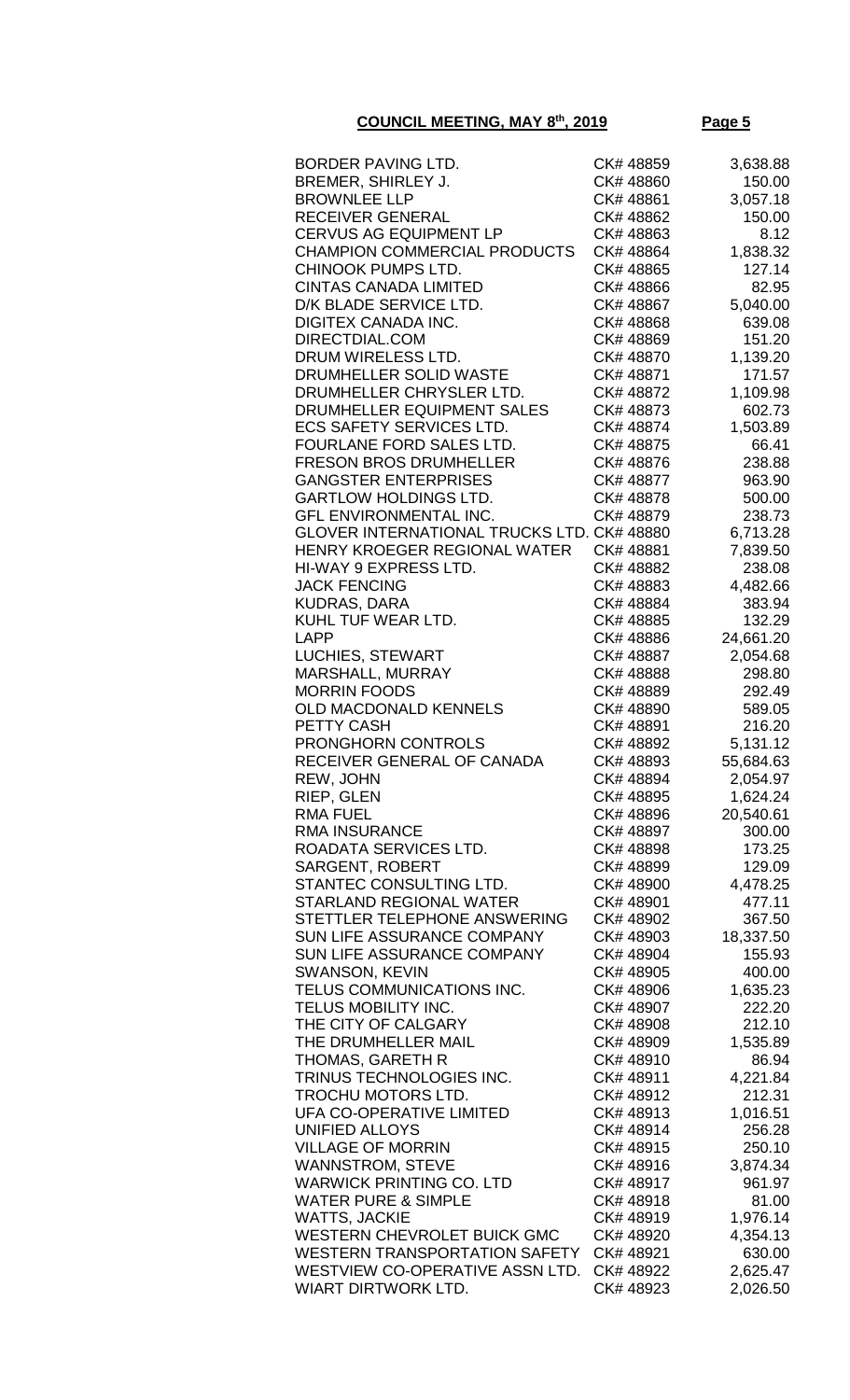**COUNCIL MEETING, MAY 8th, 2019**

| | | |
|---|---|---|
| BORDER PAVING LTD. | CK# 48859 | 3,638.88 |
| BREMER, SHIRLEY J. | CK# 48860 | 150.00 |
| BROWNLEE LLP | CK# 48861 | 3,057.18 |
| RECEIVER GENERAL | CK# 48862 | 150.00 |
| CERVUS AG EQUIPMENT LP | CK# 48863 | 8.12 |
| CHAMPION COMMERCIAL PRODUCTS | CK# 48864 | 1,838.32 |
| CHINOOK PUMPS LTD. | CK# 48865 | 127.14 |
| CINTAS CANADA LIMITED | CK# 48866 | 82.95 |
| D/K BLADE SERVICE LTD. | CK# 48867 | 5,040.00 |
| DIGITEX CANADA INC. | CK# 48868 | 639.08 |
| DIRECTDIAL.COM | CK# 48869 | 151.20 |
| DRUM WIRELESS LTD. | CK# 48870 | 1,139.20 |
| DRUMHELLER SOLID WASTE | CK# 48871 | 171.57 |
| DRUMHELLER CHRYSLER LTD. | CK# 48872 | 1,109.98 |
| DRUMHELLER EQUIPMENT SALES | CK# 48873 | 602.73 |
| ECS SAFETY SERVICES LTD. | CK# 48874 | 1,503.89 |
| FOURLANE FORD SALES LTD. | CK# 48875 | 66.41 |
| FRESON BROS DRUMHELLER | CK# 48876 | 238.88 |
| GANGSTER ENTERPRISES | CK# 48877 | 963.90 |
| GARTLOW HOLDINGS LTD. | CK# 48878 | 500.00 |
| GFL ENVIRONMENTAL INC. | CK# 48879 | 238.73 |
| GLOVER INTERNATIONAL TRUCKS LTD. | CK# 48880 | 6,713.28 |
| HENRY KROEGER REGIONAL WATER | CK# 48881 | 7,839.50 |
| HI-WAY 9 EXPRESS LTD. | CK# 48882 | 238.08 |
| JACK FENCING | CK# 48883 | 4,482.66 |
| KUDRAS, DARA | CK# 48884 | 383.94 |
| KUHL TUF WEAR LTD. | CK# 48885 | 132.29 |
| LAPP | CK# 48886 | 24,661.20 |
| LUCHIES, STEWART | CK# 48887 | 2,054.68 |
| MARSHALL, MURRAY | CK# 48888 | 298.80 |
| MORRIN FOODS | CK# 48889 | 292.49 |
| OLD MACDONALD KENNELS | CK# 48890 | 589.05 |
| PETTY CASH | CK# 48891 | 216.20 |
| PRONGHORN CONTROLS | CK# 48892 | 5,131.12 |
| RECEIVER GENERAL OF CANADA | CK# 48893 | 55,684.63 |
| REW, JOHN | CK# 48894 | 2,054.97 |
| RIEP, GLEN | CK# 48895 | 1,624.24 |
| RMA FUEL | CK# 48896 | 20,540.61 |
| RMA INSURANCE | CK# 48897 | 300.00 |
| ROADATA SERVICES LTD. | CK# 48898 | 173.25 |
| SARGENT, ROBERT | CK# 48899 | 129.09 |
| STANTEC CONSULTING LTD. | CK# 48900 | 4,478.25 |
| STARLAND REGIONAL WATER | CK# 48901 | 477.11 |
| STETTLER TELEPHONE ANSWERING | CK# 48902 | 367.50 |
| SUN LIFE ASSURANCE COMPANY | CK# 48903 | 18,337.50 |
| SUN LIFE ASSURANCE COMPANY | CK# 48904 | 155.93 |
| SWANSON, KEVIN | CK# 48905 | 400.00 |
| TELUS COMMUNICATIONS INC. | CK# 48906 | 1,635.23 |
| TELUS MOBILITY INC. | CK# 48907 | 222.20 |
| THE CITY OF CALGARY | CK# 48908 | 212.10 |
| THE DRUMHELLER MAIL | CK# 48909 | 1,535.89 |
| THOMAS, GARETH R | CK# 48910 | 86.94 |
| TRINUS TECHNOLOGIES INC. | CK# 48911 | 4,221.84 |
| TROCHU MOTORS LTD. | CK# 48912 | 212.31 |
| UFA CO-OPERATIVE LIMITED | CK# 48913 | 1,016.51 |
| UNIFIED ALLOYS | CK# 48914 | 256.28 |
| VILLAGE OF MORRIN | CK# 48915 | 250.10 |
| WANNSTROM, STEVE | CK# 48916 | 3,874.34 |
| WARWICK PRINTING CO. LTD | CK# 48917 | 961.97 |
| WATER PURE & SIMPLE | CK# 48918 | 81.00 |
| WATTS, JACKIE | CK# 48919 | 1,976.14 |
| WESTERN CHEVROLET BUICK GMC | CK# 48920 | 4,354.13 |
| WESTERN TRANSPORTATION SAFETY | CK# 48921 | 630.00 |
| WESTVIEW CO-OPERATIVE ASSN LTD. | CK# 48922 | 2,625.47 |
| WIART DIRTWORK LTD. | CK# 48923 | 2,026.50 |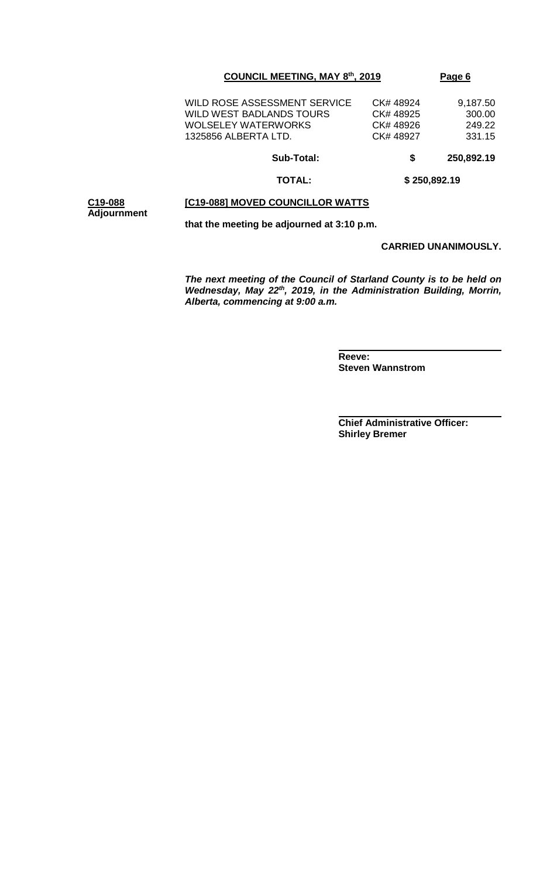**COUNCIL MEETING, MAY 8th, 2019**

| | | |
|---|---|---|
| WILD ROSE ASSESSMENT SERVICE | CK# 48924 | 9,187.50 |
| WILD WEST BADLANDS TOURS | CK# 48925 | 300.00 |
| WOLSELEY WATERWORKS | CK# 48926 | 249.22 |
| 1325856 ALBERTA LTD. | CK# 48927 | 331.15 |
| **Sub-Total:** | **$** | **250,892.19** |
| **TOTAL:** | | **$ 250,892.19** |

**C19-088**
**Adjournment**

**[C19-088] MOVED COUNCILLOR WATTS**

**that the meeting be adjourned at 3:10 p.m.**

**CARRIED UNANIMOUSLY.**

***The next meeting of the Council of Starland County is to be held on Wednesday, May 22nd, 2019, in the Administration Building, Morrin, Alberta, commencing at 9:00 a.m.***

**Reeve:**
**Steven Wannstrom**

**Chief Administrative Officer:**
**Shirley Bremer**